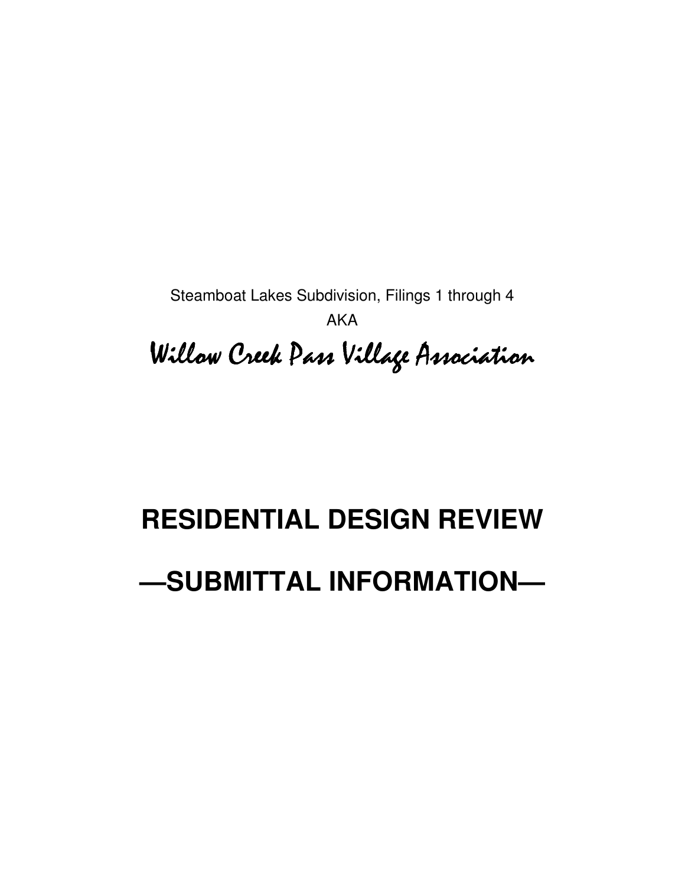Steamboat Lakes Subdivision, Filings 1 through 4

AKA

*Willow Creek Pass Village Association*

# RESIDENTIAL DESIGN REVIEW

# —SUBMITTAL INFORMATION—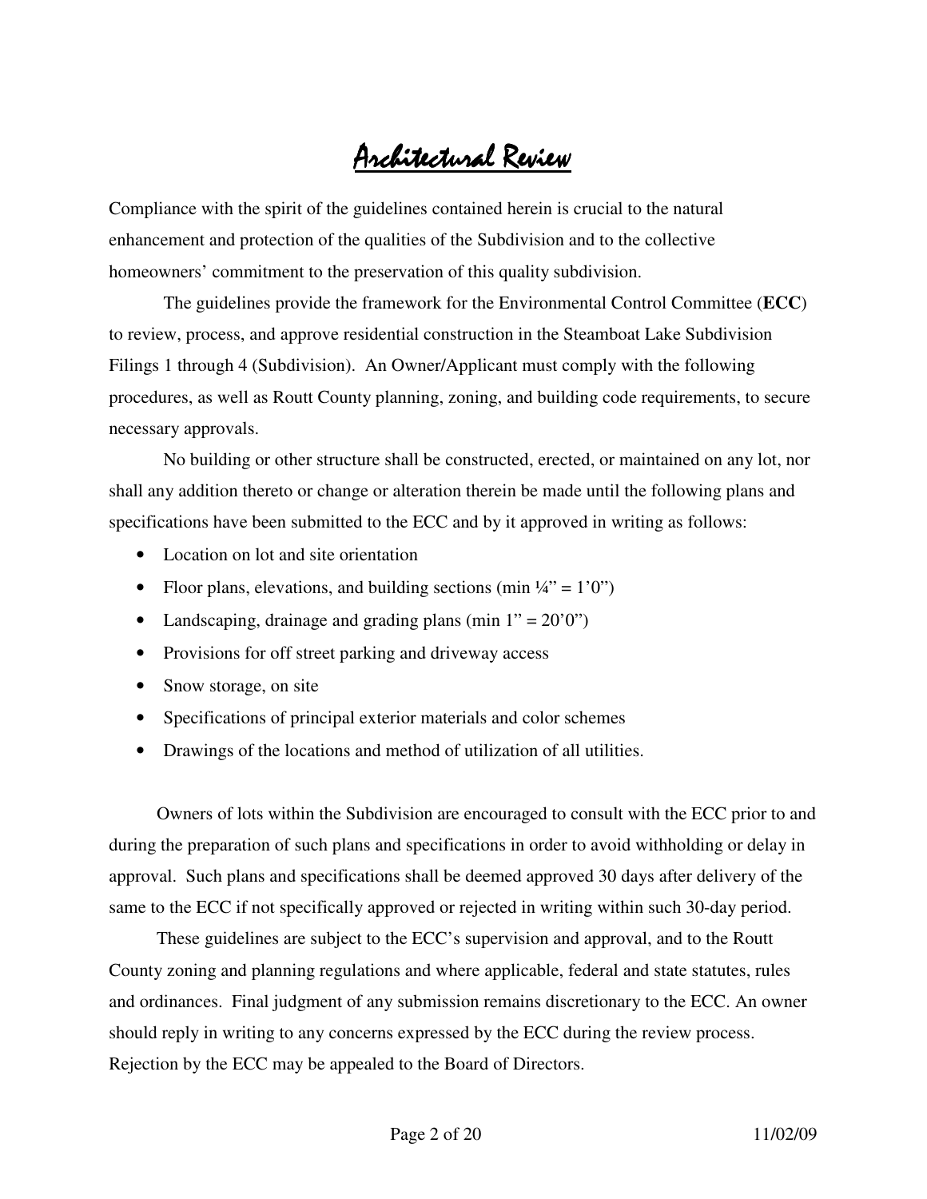# Architectural Review

Compliance with the spirit of the guidelines contained herein is crucial to the natural enhancement and protection of the qualities of the Subdivision and to the collective homeowners' commitment to the preservation of this quality subdivision.

The guidelines provide the framework for the Environmental Control Committee (**ECC**) to review, process, and approve residential construction in the Steamboat Lake Subdivision Filings 1 through 4 (Subdivision). An Owner/Applicant must comply with the following procedures, as well as Routt County planning, zoning, and building code requirements, to secure necessary approvals.

No building or other structure shall be constructed, erected, or maintained on any lot, nor shall any addition thereto or change or alteration therein be made until the following plans and specifications have been submitted to the ECC and by it approved in writing as follows:

- Location on lot and site orientation
- Floor plans, elevations, and building sections (min ¼" = 1'0")
- Landscaping, drainage and grading plans (min 1" = 20'0")
- Provisions for off street parking and driveway access
- Snow storage, on site
- Specifications of principal exterior materials and color schemes
- Drawings of the locations and method of utilization of all utilities.

Owners of lots within the Subdivision are encouraged to consult with the ECC prior to and during the preparation of such plans and specifications in order to avoid withholding or delay in approval. Such plans and specifications shall be deemed approved 30 days after delivery of the same to the ECC if not specifically approved or rejected in writing within such 30-day period.

These guidelines are subject to the ECC's supervision and approval, and to the Routt County zoning and planning regulations and where applicable, federal and state statutes, rules and ordinances. Final judgment of any submission remains discretionary to the ECC. An owner should reply in writing to any concerns expressed by the ECC during the review process. Rejection by the ECC may be appealed to the Board of Directors.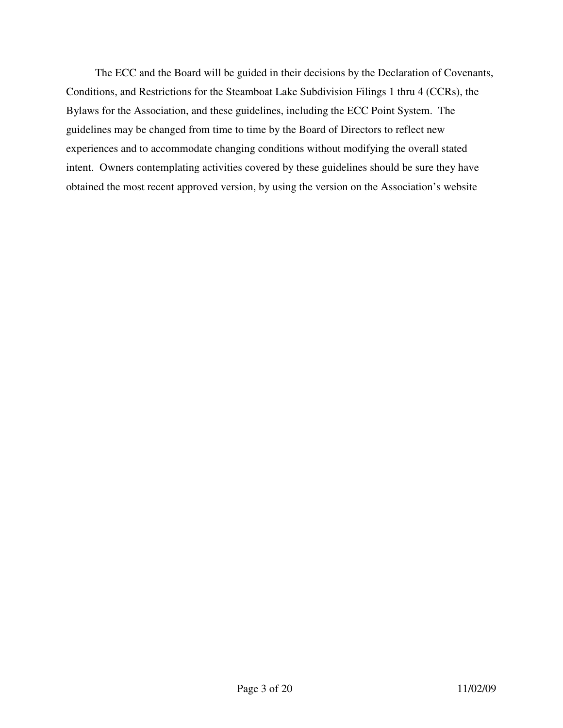The ECC and the Board will be guided in their decisions by the Declaration of Covenants, Conditions, and Restrictions for the Steamboat Lake Subdivision Filings 1 thru 4 (CCRs), the Bylaws for the Association, and these guidelines, including the ECC Point System. The guidelines may be changed from time to time by the Board of Directors to reflect new experiences and to accommodate changing conditions without modifying the overall stated intent. Owners contemplating activities covered by these guidelines should be sure they have obtained the most recent approved version, by using the version on the Association's website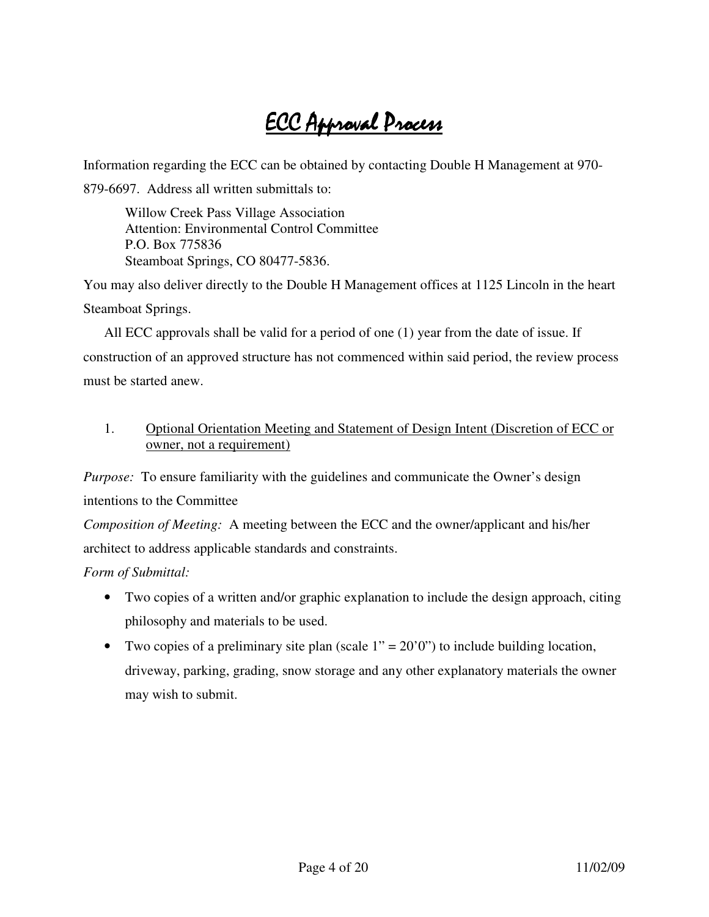# ECC Approval Process

Information regarding the ECC can be obtained by contacting Double H Management at 970-879-6697. Address all written submittals to:

> Willow Creek Pass Village Association
> Attention: Environmental Control Committee
> P.O. Box 775836
> Steamboat Springs, CO 80477-5836.

You may also deliver directly to the Double H Management offices at 1125 Lincoln in the heart Steamboat Springs.

All ECC approvals shall be valid for a period of one (1) year from the date of issue. If construction of an approved structure has not commenced within said period, the review process must be started anew.

1. Optional Orientation Meeting and Statement of Design Intent (Discretion of ECC or owner, not a requirement)

*Purpose:* To ensure familiarity with the guidelines and communicate the Owner's design intentions to the Committee

*Composition of Meeting:* A meeting between the ECC and the owner/applicant and his/her architect to address applicable standards and constraints.

*Form of Submittal:*

- Two copies of a written and/or graphic explanation to include the design approach, citing philosophy and materials to be used.
- Two copies of a preliminary site plan (scale 1" = 20'0") to include building location, driveway, parking, grading, snow storage and any other explanatory materials the owner may wish to submit.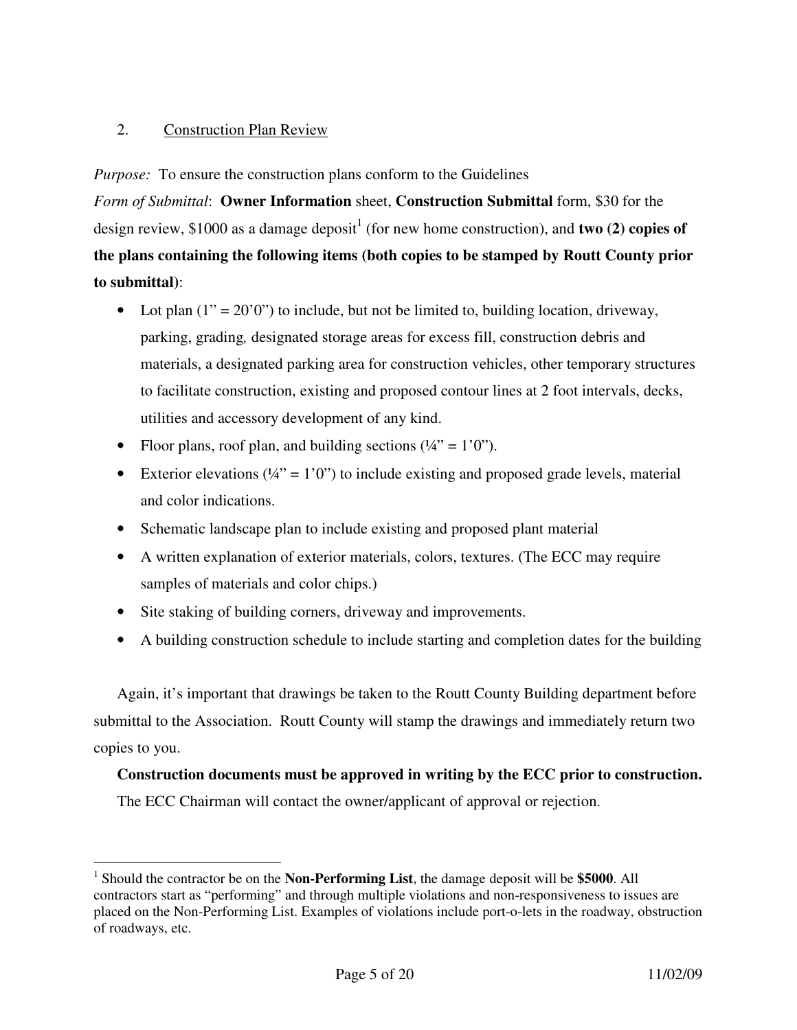2. <u>Construction Plan Review</u>

*Purpose:* To ensure the construction plans conform to the Guidelines

*Form of Submittal*: **Owner Information** sheet, **Construction Submittal** form, $30 for the design review, $1000 as a damage deposit[1] (for new home construction), and **two (2) copies of the plans containing the following items (both copies to be stamped by Routt County prior to submittal)**:

- Lot plan (1" = 20'0") to include, but not be limited to, building location, driveway, parking, grading, designated storage areas for excess fill, construction debris and materials, a designated parking area for construction vehicles, other temporary structures to facilitate construction, existing and proposed contour lines at 2 foot intervals, decks, utilities and accessory development of any kind.
- Floor plans, roof plan, and building sections (¼" = 1'0").
- Exterior elevations (¼" = 1'0") to include existing and proposed grade levels, material and color indications.
- Schematic landscape plan to include existing and proposed plant material
- A written explanation of exterior materials, colors, textures. (The ECC may require samples of materials and color chips.)
- Site staking of building corners, driveway and improvements.
- A building construction schedule to include starting and completion dates for the building

Again, it's important that drawings be taken to the Routt County Building department before submittal to the Association. Routt County will stamp the drawings and immediately return two copies to you.

**Construction documents must be approved in writing by the ECC prior to construction.**

The ECC Chairman will contact the owner/applicant of approval or rejection.

---

[1] Should the contractor be on the **Non-Performing List**, the damage deposit will be **$5000**. All contractors start as "performing" and through multiple violations and non-responsiveness to issues are placed on the Non-Performing List. Examples of violations include port-o-lets in the roadway, obstruction of roadways, etc.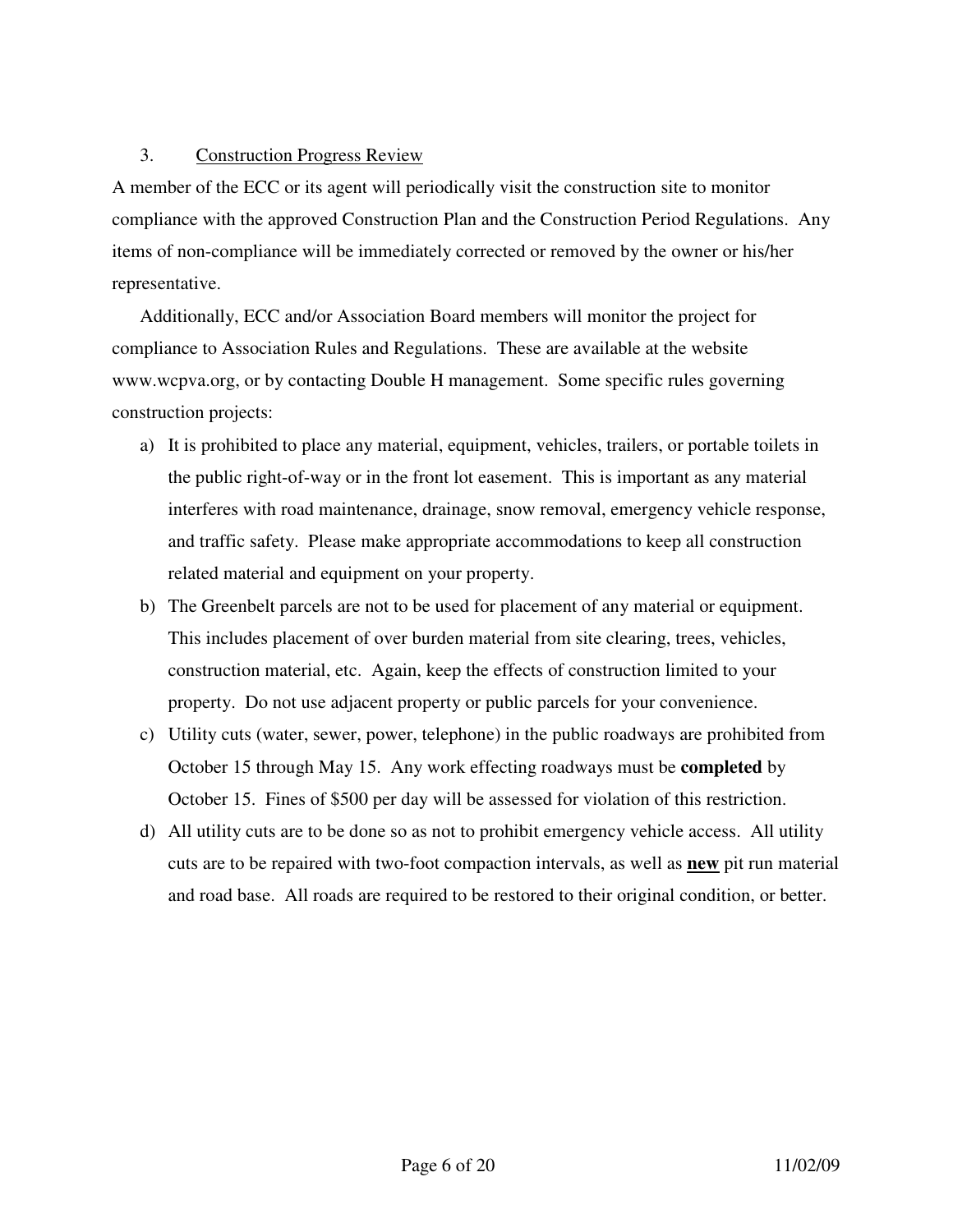3. <u>Construction Progress Review</u>

A member of the ECC or its agent will periodically visit the construction site to monitor compliance with the approved Construction Plan and the Construction Period Regulations. Any items of non-compliance will be immediately corrected or removed by the owner or his/her representative.

Additionally, ECC and/or Association Board members will monitor the project for compliance to Association Rules and Regulations. These are available at the website www.wcpva.org, or by contacting Double H management. Some specific rules governing construction projects:

a) It is prohibited to place any material, equipment, vehicles, trailers, or portable toilets in the public right-of-way or in the front lot easement. This is important as any material interferes with road maintenance, drainage, snow removal, emergency vehicle response, and traffic safety. Please make appropriate accommodations to keep all construction related material and equipment on your property.
b) The Greenbelt parcels are not to be used for placement of any material or equipment. This includes placement of over burden material from site clearing, trees, vehicles, construction material, etc. Again, keep the effects of construction limited to your property. Do not use adjacent property or public parcels for your convenience.
c) Utility cuts (water, sewer, power, telephone) in the public roadways are prohibited from October 15 through May 15. Any work effecting roadways must be **completed** by October 15. Fines of $500 per day will be assessed for violation of this restriction.
d) All utility cuts are to be done so as not to prohibit emergency vehicle access. All utility cuts are to be repaired with two-foot compaction intervals, as well as **<u>new</u>** pit run material and road base. All roads are required to be restored to their original condition, or better.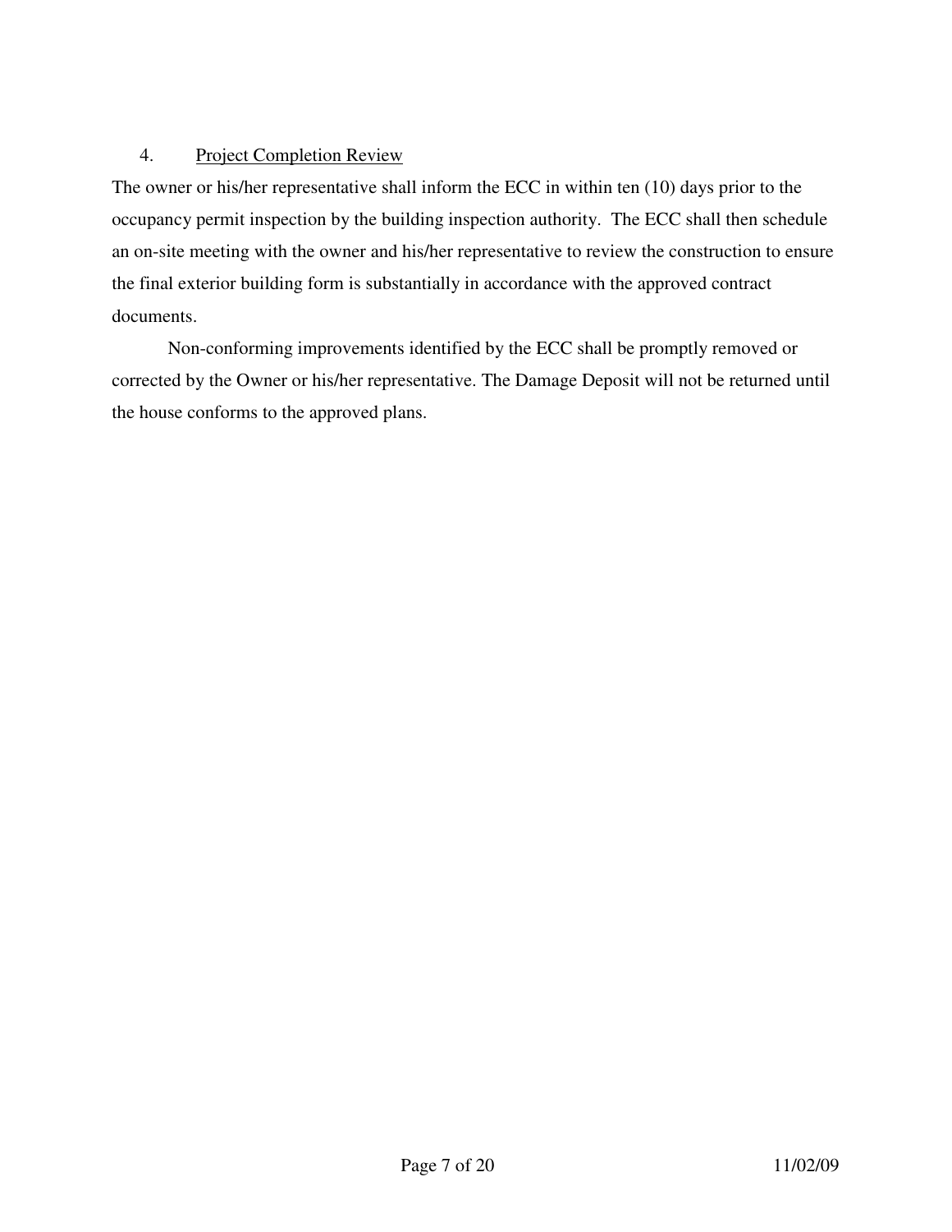4. Project Completion Review

The owner or his/her representative shall inform the ECC in within ten (10) days prior to the occupancy permit inspection by the building inspection authority.  The ECC shall then schedule an on-site meeting with the owner and his/her representative to review the construction to ensure the final exterior building form is substantially in accordance with the approved contract documents.

Non-conforming improvements identified by the ECC shall be promptly removed or corrected by the Owner or his/her representative. The Damage Deposit will not be returned until the house conforms to the approved plans.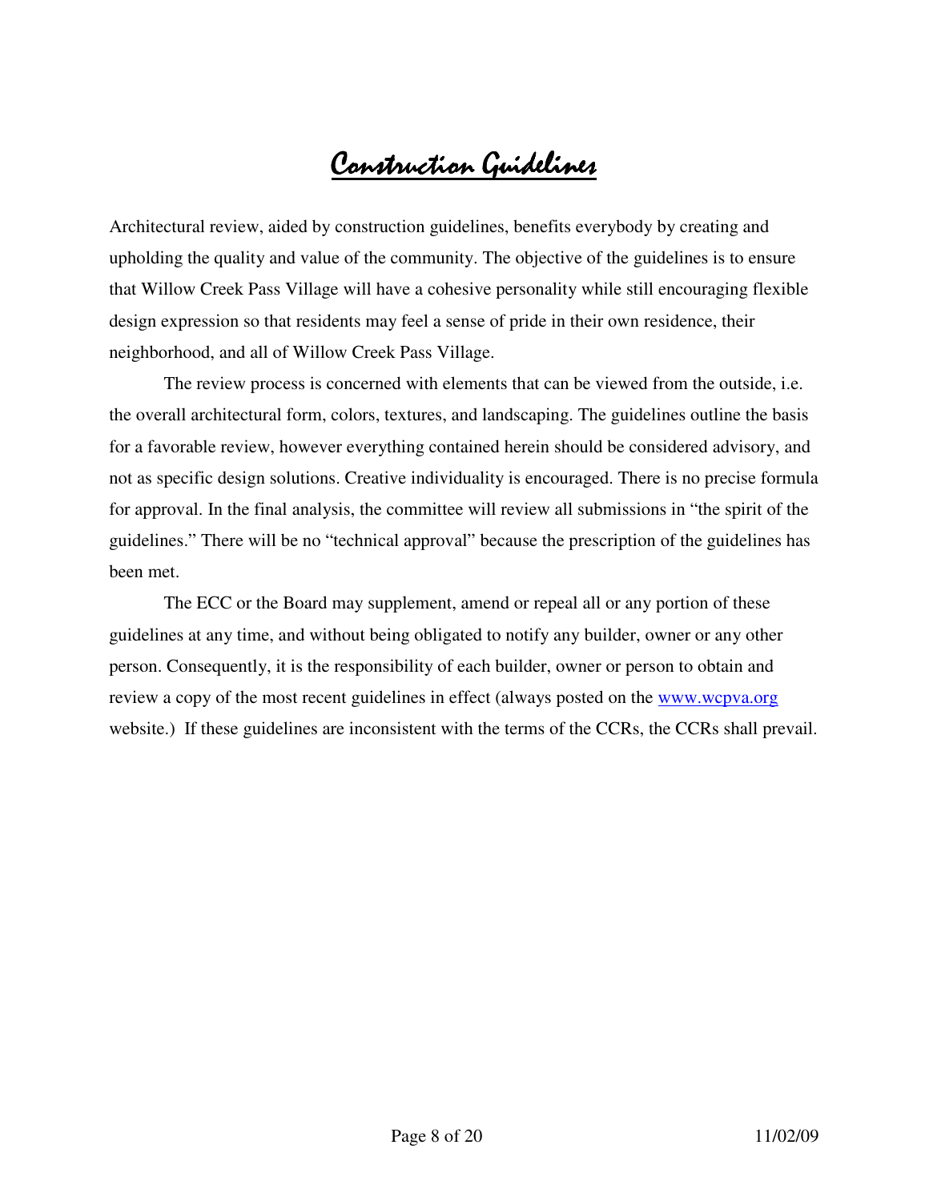# Construction Guidelines

Architectural review, aided by construction guidelines, benefits everybody by creating and upholding the quality and value of the community. The objective of the guidelines is to ensure that Willow Creek Pass Village will have a cohesive personality while still encouraging flexible design expression so that residents may feel a sense of pride in their own residence, their neighborhood, and all of Willow Creek Pass Village.

The review process is concerned with elements that can be viewed from the outside, i.e. the overall architectural form, colors, textures, and landscaping. The guidelines outline the basis for a favorable review, however everything contained herein should be considered advisory, and not as specific design solutions. Creative individuality is encouraged. There is no precise formula for approval. In the final analysis, the committee will review all submissions in "the spirit of the guidelines." There will be no "technical approval" because the prescription of the guidelines has been met.

The ECC or the Board may supplement, amend or repeal all or any portion of these guidelines at any time, and without being obligated to notify any builder, owner or any other person. Consequently, it is the responsibility of each builder, owner or person to obtain and review a copy of the most recent guidelines in effect (always posted on the [www.wcpva.org](http://www.wcpva.org) website.) If these guidelines are inconsistent with the terms of the CCRs, the CCRs shall prevail.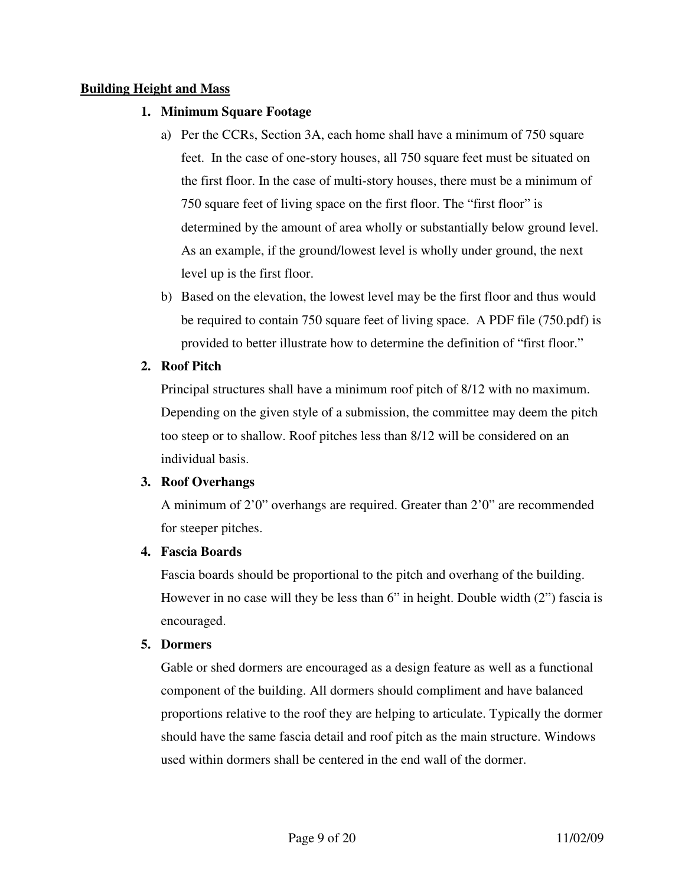## Building Height and Mass

### 1. Minimum Square Footage

a) Per the CCRs, Section 3A, each home shall have a minimum of 750 square feet. In the case of one-story houses, all 750 square feet must be situated on the first floor. In the case of multi-story houses, there must be a minimum of 750 square feet of living space on the first floor. The "first floor" is determined by the amount of area wholly or substantially below ground level. As an example, if the ground/lowest level is wholly under ground, the next level up is the first floor.

b) Based on the elevation, the lowest level may be the first floor and thus would be required to contain 750 square feet of living space. A PDF file (750.pdf) is provided to better illustrate how to determine the definition of "first floor."

### 2. Roof Pitch

Principal structures shall have a minimum roof pitch of 8/12 with no maximum. Depending on the given style of a submission, the committee may deem the pitch too steep or to shallow. Roof pitches less than 8/12 will be considered on an individual basis.

### 3. Roof Overhangs

A minimum of 2'0" overhangs are required. Greater than 2'0" are recommended for steeper pitches.

### 4. Fascia Boards

Fascia boards should be proportional to the pitch and overhang of the building. However in no case will they be less than 6" in height. Double width (2") fascia is encouraged.

### 5. Dormers

Gable or shed dormers are encouraged as a design feature as well as a functional component of the building. All dormers should compliment and have balanced proportions relative to the roof they are helping to articulate. Typically the dormer should have the same fascia detail and roof pitch as the main structure. Windows used within dormers shall be centered in the end wall of the dormer.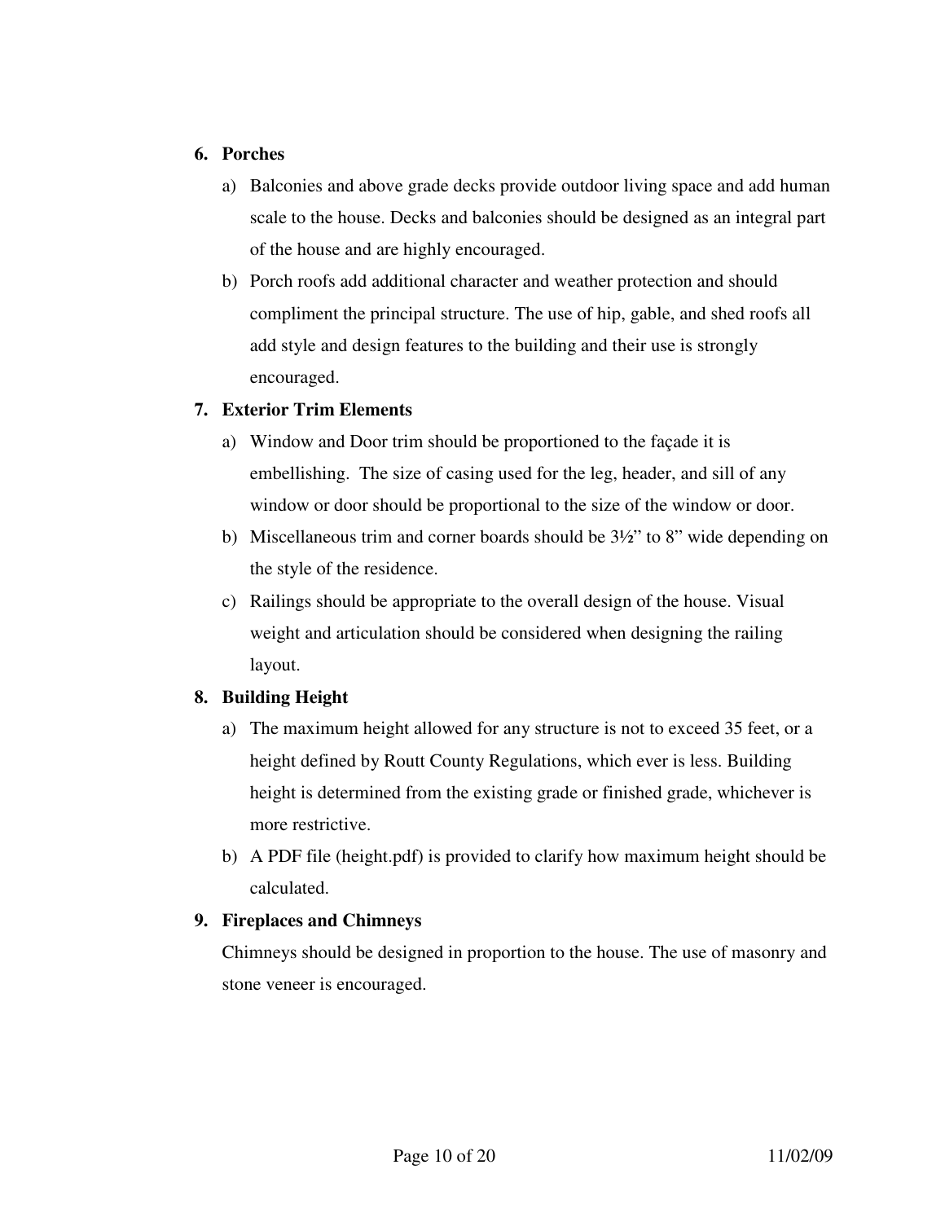6. **Porches**
   a) Balconies and above grade decks provide outdoor living space and add human scale to the house. Decks and balconies should be designed as an integral part of the house and are highly encouraged.
   b) Porch roofs add additional character and weather protection and should compliment the principal structure. The use of hip, gable, and shed roofs all add style and design features to the building and their use is strongly encouraged.

7. **Exterior Trim Elements**
   a) Window and Door trim should be proportioned to the façade it is embellishing.  The size of casing used for the leg, header, and sill of any window or door should be proportional to the size of the window or door.
   b) Miscellaneous trim and corner boards should be 3½" to 8" wide depending on the style of the residence.
   c) Railings should be appropriate to the overall design of the house. Visual weight and articulation should be considered when designing the railing layout.

8. **Building Height**
   a) The maximum height allowed for any structure is not to exceed 35 feet, or a height defined by Routt County Regulations, which ever is less. Building height is determined from the existing grade or finished grade, whichever is more restrictive.
   b) A PDF file (height.pdf) is provided to clarify how maximum height should be calculated.

9. **Fireplaces and Chimneys**

   Chimneys should be designed in proportion to the house. The use of masonry and stone veneer is encouraged.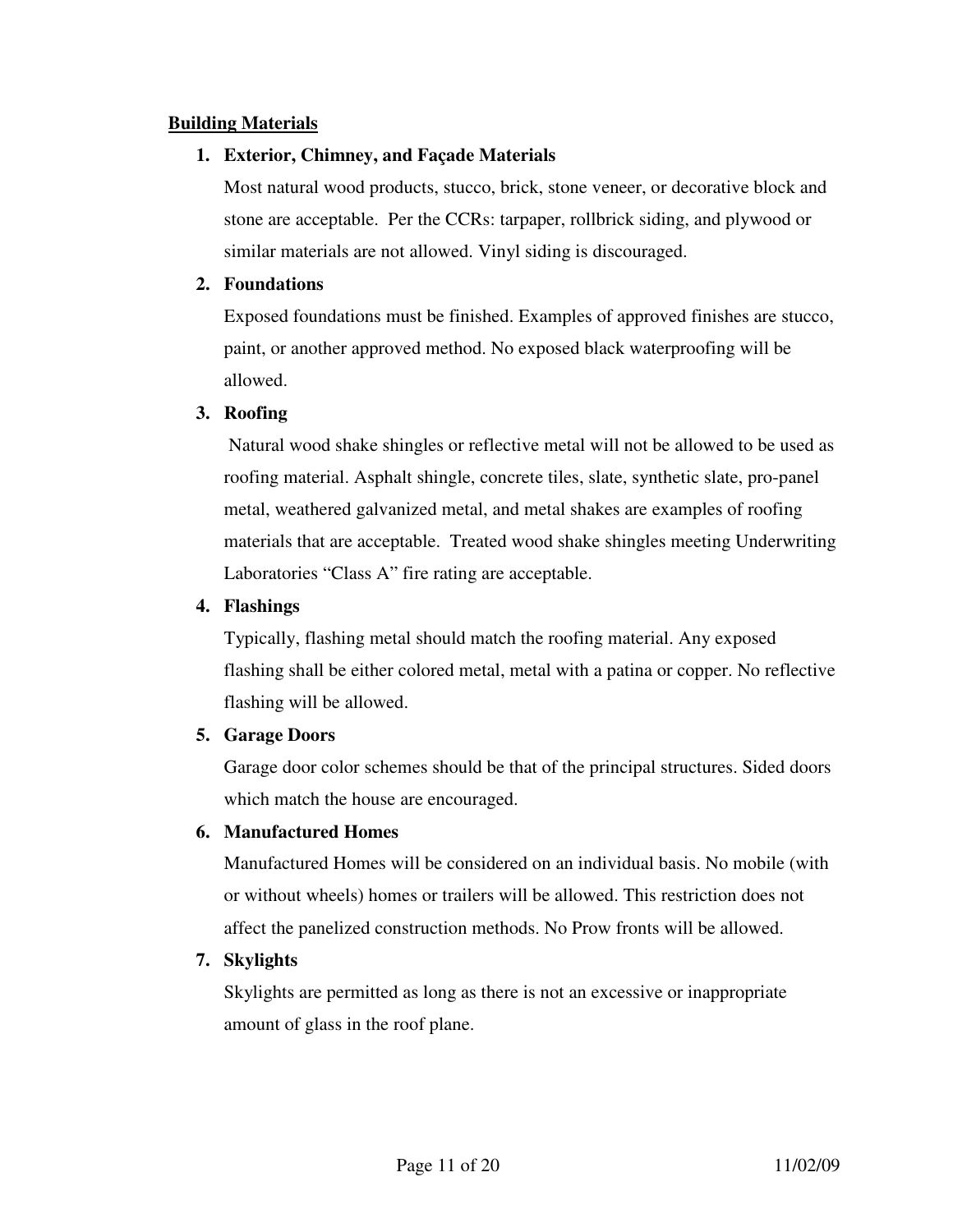## Building Materials

1. **Exterior, Chimney, and Façade Materials**

   Most natural wood products, stucco, brick, stone veneer, or decorative block and stone are acceptable. Per the CCRs: tarpaper, rollbrick siding, and plywood or similar materials are not allowed. Vinyl siding is discouraged.

2. **Foundations**

   Exposed foundations must be finished. Examples of approved finishes are stucco, paint, or another approved method. No exposed black waterproofing will be allowed.

3. **Roofing**

   Natural wood shake shingles or reflective metal will not be allowed to be used as roofing material. Asphalt shingle, concrete tiles, slate, synthetic slate, pro-panel metal, weathered galvanized metal, and metal shakes are examples of roofing materials that are acceptable. Treated wood shake shingles meeting Underwriting Laboratories "Class A" fire rating are acceptable.

4. **Flashings**

   Typically, flashing metal should match the roofing material. Any exposed flashing shall be either colored metal, metal with a patina or copper. No reflective flashing will be allowed.

5. **Garage Doors**

   Garage door color schemes should be that of the principal structures. Sided doors which match the house are encouraged.

6. **Manufactured Homes**

   Manufactured Homes will be considered on an individual basis. No mobile (with or without wheels) homes or trailers will be allowed. This restriction does not affect the panelized construction methods. No Prow fronts will be allowed.

7. **Skylights**

   Skylights are permitted as long as there is not an excessive or inappropriate amount of glass in the roof plane.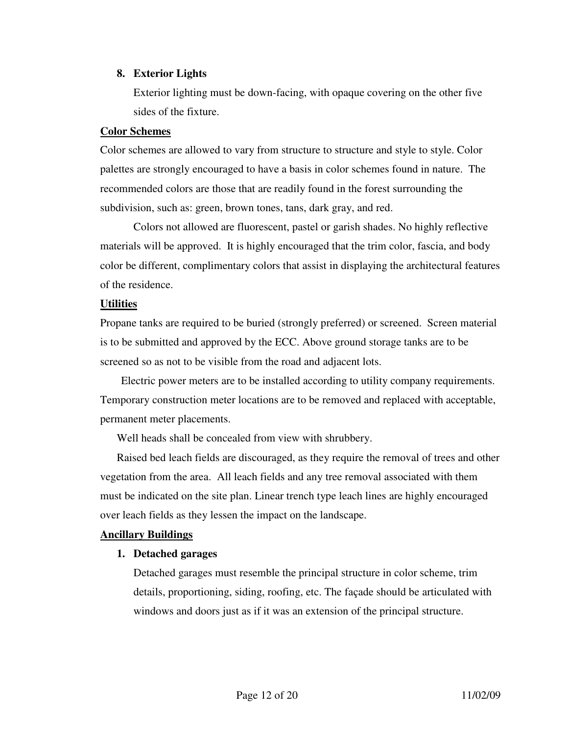8. **Exterior Lights**

   Exterior lighting must be down-facing, with opaque covering on the other five sides of the fixture.

**Color Schemes**

Color schemes are allowed to vary from structure to structure and style to style. Color palettes are strongly encouraged to have a basis in color schemes found in nature. The recommended colors are those that are readily found in the forest surrounding the subdivision, such as: green, brown tones, tans, dark gray, and red.

Colors not allowed are fluorescent, pastel or garish shades. No highly reflective materials will be approved. It is highly encouraged that the trim color, fascia, and body color be different, complimentary colors that assist in displaying the architectural features of the residence.

**Utilities**

Propane tanks are required to be buried (strongly preferred) or screened. Screen material is to be submitted and approved by the ECC. Above ground storage tanks are to be screened so as not to be visible from the road and adjacent lots.

Electric power meters are to be installed according to utility company requirements. Temporary construction meter locations are to be removed and replaced with acceptable, permanent meter placements.

Well heads shall be concealed from view with shrubbery.

Raised bed leach fields are discouraged, as they require the removal of trees and other vegetation from the area. All leach fields and any tree removal associated with them must be indicated on the site plan. Linear trench type leach lines are highly encouraged over leach fields as they lessen the impact on the landscape.

**Ancillary Buildings**

1. **Detached garages**

   Detached garages must resemble the principal structure in color scheme, trim details, proportioning, siding, roofing, etc. The façade should be articulated with windows and doors just as if it was an extension of the principal structure.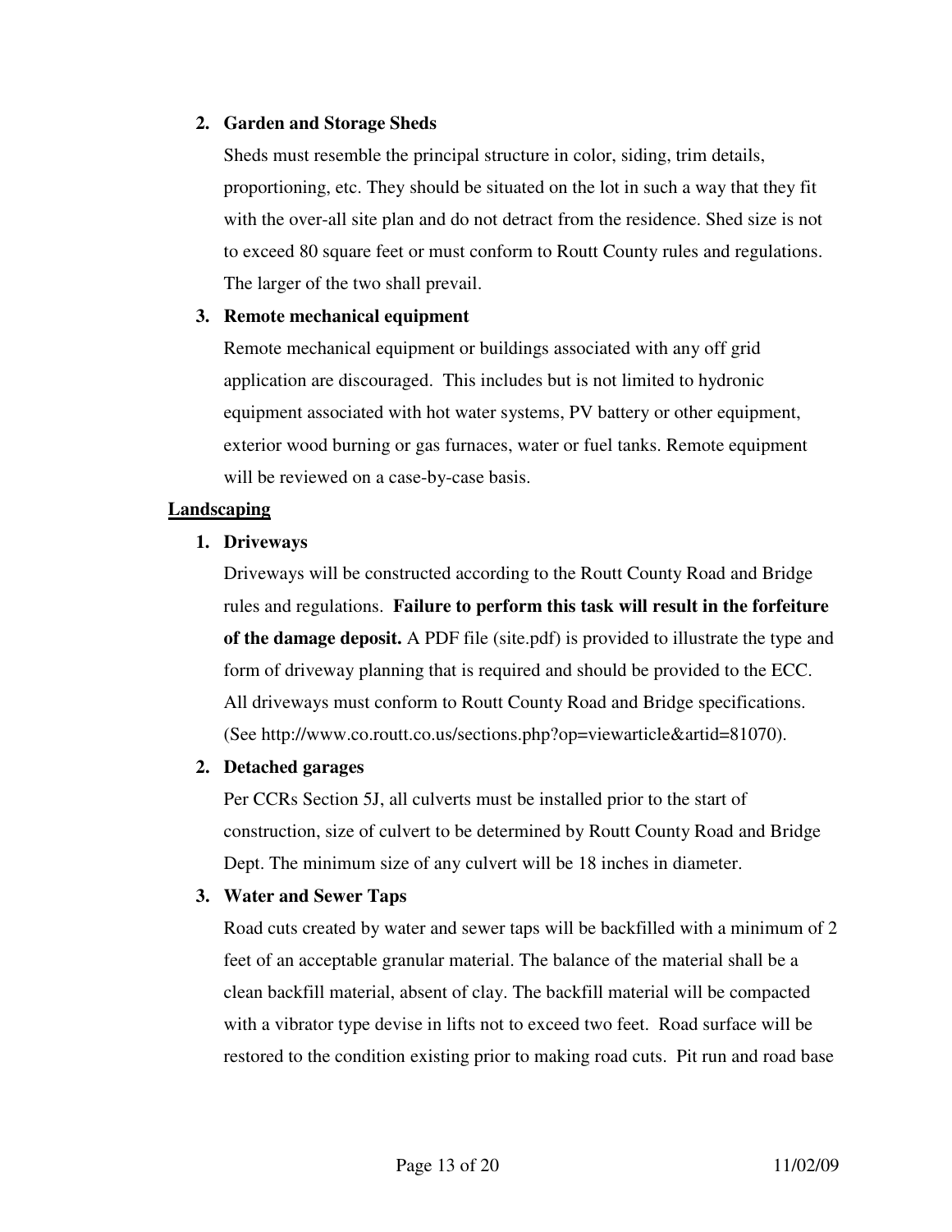2. **Garden and Storage Sheds**

   Sheds must resemble the principal structure in color, siding, trim details, proportioning, etc. They should be situated on the lot in such a way that they fit with the over-all site plan and do not detract from the residence. Shed size is not to exceed 80 square feet or must conform to Routt County rules and regulations. The larger of the two shall prevail.

3. **Remote mechanical equipment**

   Remote mechanical equipment or buildings associated with any off grid application are discouraged. This includes but is not limited to hydronic equipment associated with hot water systems, PV battery or other equipment, exterior wood burning or gas furnaces, water or fuel tanks. Remote equipment will be reviewed on a case-by-case basis.

<u>**Landscaping**</u>

1. **Driveways**

   Driveways will be constructed according to the Routt County Road and Bridge rules and regulations. **Failure to perform this task will result in the forfeiture of the damage deposit.** A PDF file (site.pdf) is provided to illustrate the type and form of driveway planning that is required and should be provided to the ECC. All driveways must conform to Routt County Road and Bridge specifications. (See http://www.co.routt.co.us/sections.php?op=viewarticle&artid=81070).

2. **Detached garages**

   Per CCRs Section 5J, all culverts must be installed prior to the start of construction, size of culvert to be determined by Routt County Road and Bridge Dept. The minimum size of any culvert will be 18 inches in diameter.

3. **Water and Sewer Taps**

   Road cuts created by water and sewer taps will be backfilled with a minimum of 2 feet of an acceptable granular material. The balance of the material shall be a clean backfill material, absent of clay. The backfill material will be compacted with a vibrator type devise in lifts not to exceed two feet. Road surface will be restored to the condition existing prior to making road cuts. Pit run and road base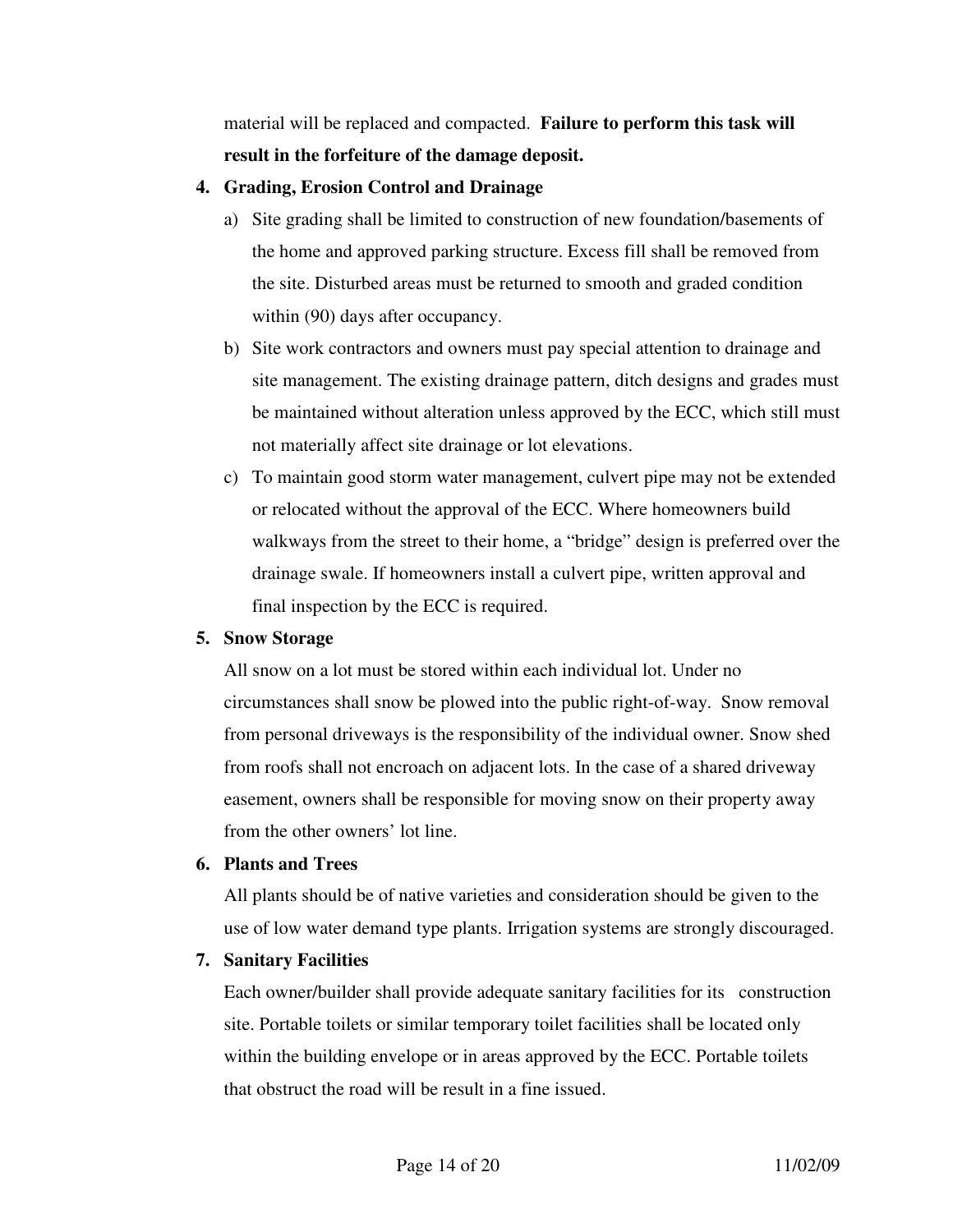material will be replaced and compacted. **Failure to perform this task will result in the forfeiture of the damage deposit.**

4. **Grading, Erosion Control and Drainage**
   a) Site grading shall be limited to construction of new foundation/basements of the home and approved parking structure. Excess fill shall be removed from the site. Disturbed areas must be returned to smooth and graded condition within (90) days after occupancy.
   b) Site work contractors and owners must pay special attention to drainage and site management. The existing drainage pattern, ditch designs and grades must be maintained without alteration unless approved by the ECC, which still must not materially affect site drainage or lot elevations.
   c) To maintain good storm water management, culvert pipe may not be extended or relocated without the approval of the ECC. Where homeowners build walkways from the street to their home, a "bridge" design is preferred over the drainage swale. If homeowners install a culvert pipe, written approval and final inspection by the ECC is required.

5. **Snow Storage**

   All snow on a lot must be stored within each individual lot. Under no circumstances shall snow be plowed into the public right-of-way. Snow removal from personal driveways is the responsibility of the individual owner. Snow shed from roofs shall not encroach on adjacent lots. In the case of a shared driveway easement, owners shall be responsible for moving snow on their property away from the other owners' lot line.

6. **Plants and Trees**

   All plants should be of native varieties and consideration should be given to the use of low water demand type plants. Irrigation systems are strongly discouraged.

7. **Sanitary Facilities**

   Each owner/builder shall provide adequate sanitary facilities for its construction site. Portable toilets or similar temporary toilet facilities shall be located only within the building envelope or in areas approved by the ECC. Portable toilets that obstruct the road will be result in a fine issued.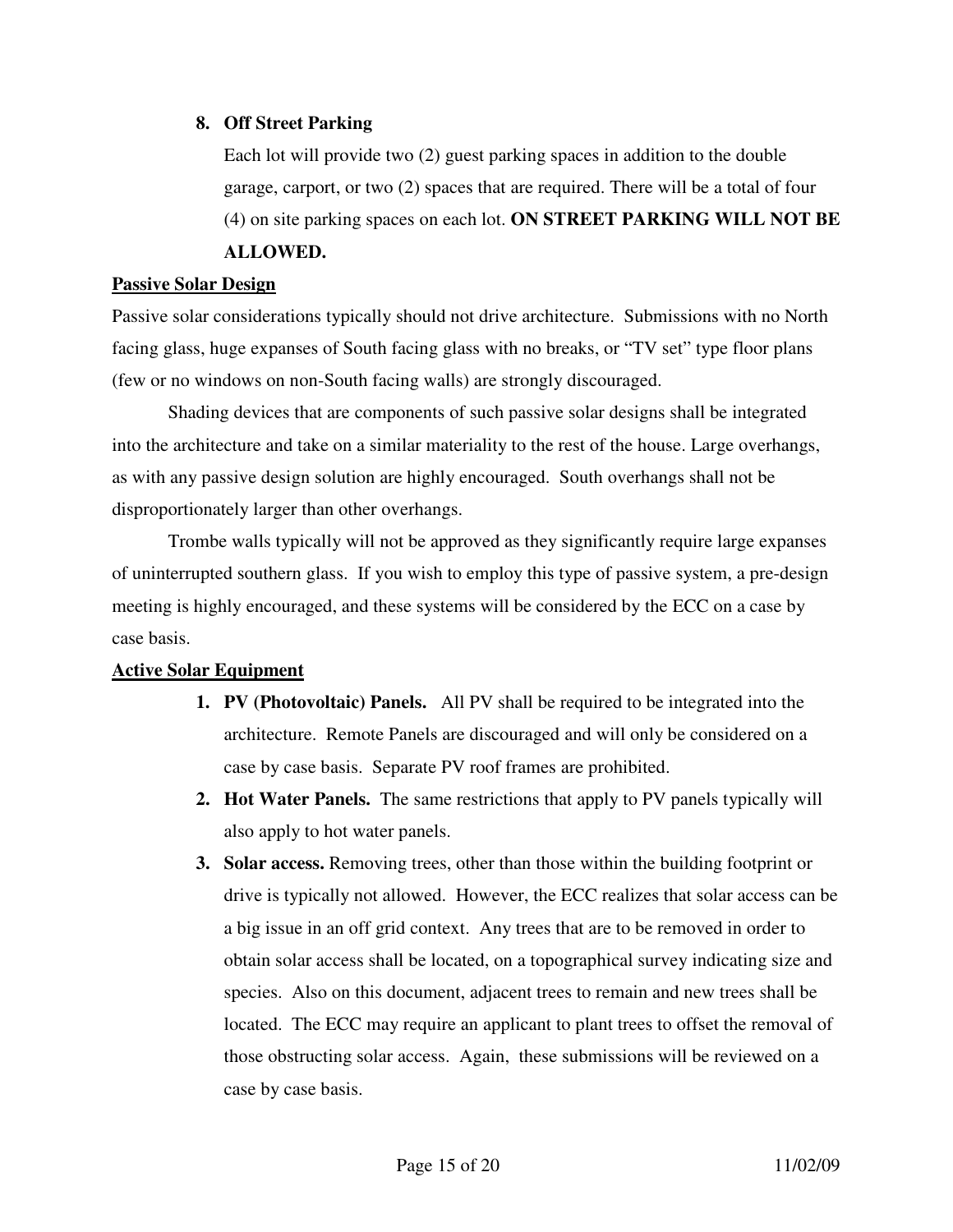8. **Off Street Parking**

   Each lot will provide two (2) guest parking spaces in addition to the double garage, carport, or two (2) spaces that are required. There will be a total of four (4) on site parking spaces on each lot. **ON STREET PARKING WILL NOT BE ALLOWED.**

**Passive Solar Design**

Passive solar considerations typically should not drive architecture. Submissions with no North facing glass, huge expanses of South facing glass with no breaks, or "TV set" type floor plans (few or no windows on non-South facing walls) are strongly discouraged.

Shading devices that are components of such passive solar designs shall be integrated into the architecture and take on a similar materiality to the rest of the house. Large overhangs, as with any passive design solution are highly encouraged. South overhangs shall not be disproportionately larger than other overhangs.

Trombe walls typically will not be approved as they significantly require large expanses of uninterrupted southern glass. If you wish to employ this type of passive system, a pre-design meeting is highly encouraged, and these systems will be considered by the ECC on a case by case basis.

**Active Solar Equipment**

1. **PV (Photovoltaic) Panels.** All PV shall be required to be integrated into the architecture. Remote Panels are discouraged and will only be considered on a case by case basis. Separate PV roof frames are prohibited.
2. **Hot Water Panels.** The same restrictions that apply to PV panels typically will also apply to hot water panels.
3. **Solar access.** Removing trees, other than those within the building footprint or drive is typically not allowed. However, the ECC realizes that solar access can be a big issue in an off grid context. Any trees that are to be removed in order to obtain solar access shall be located, on a topographical survey indicating size and species. Also on this document, adjacent trees to remain and new trees shall be located. The ECC may require an applicant to plant trees to offset the removal of those obstructing solar access. Again, these submissions will be reviewed on a case by case basis.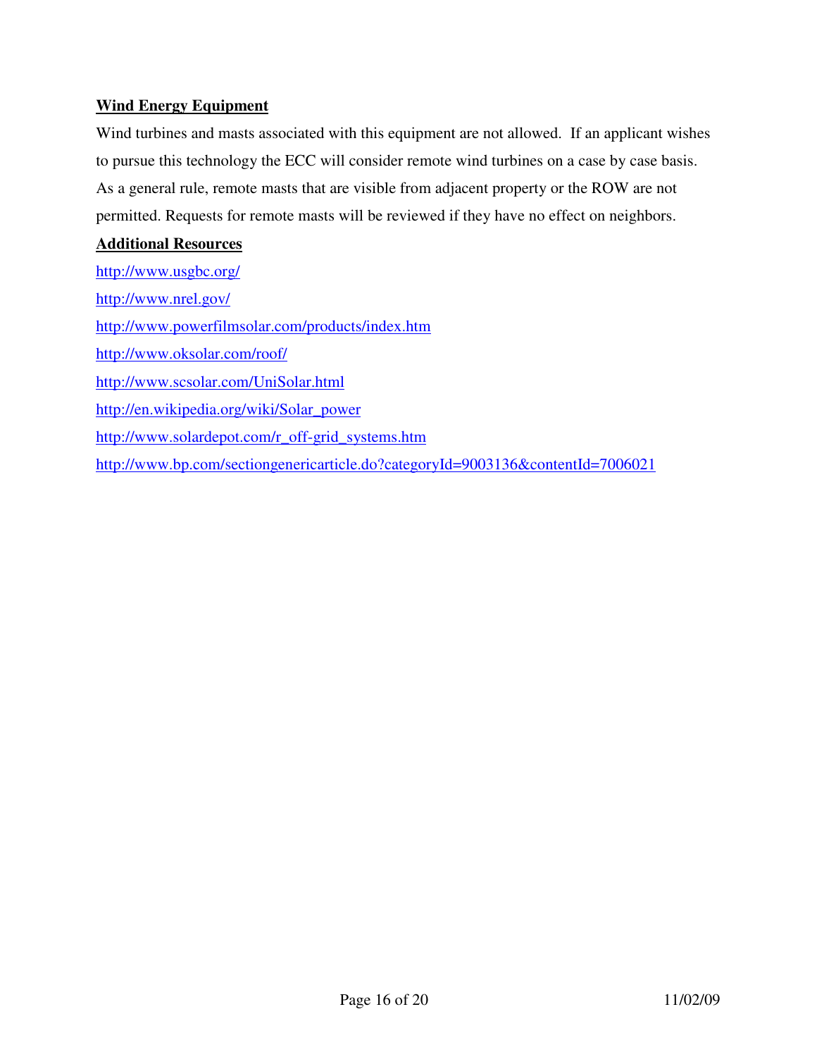**Wind Energy Equipment**

Wind turbines and masts associated with this equipment are not allowed. If an applicant wishes to pursue this technology the ECC will consider remote wind turbines on a case by case basis. As a general rule, remote masts that are visible from adjacent property or the ROW are not permitted. Requests for remote masts will be reviewed if they have no effect on neighbors.

**Additional Resources**

http://www.usgbc.org/

http://www.nrel.gov/

http://www.powerfilmsolar.com/products/index.htm

http://www.oksolar.com/roof/

http://www.scsolar.com/UniSolar.html

http://en.wikipedia.org/wiki/Solar_power

http://www.solardepot.com/r_off-grid_systems.htm

http://www.bp.com/sectiongenericarticle.do?categoryId=9003136&contentId=7006021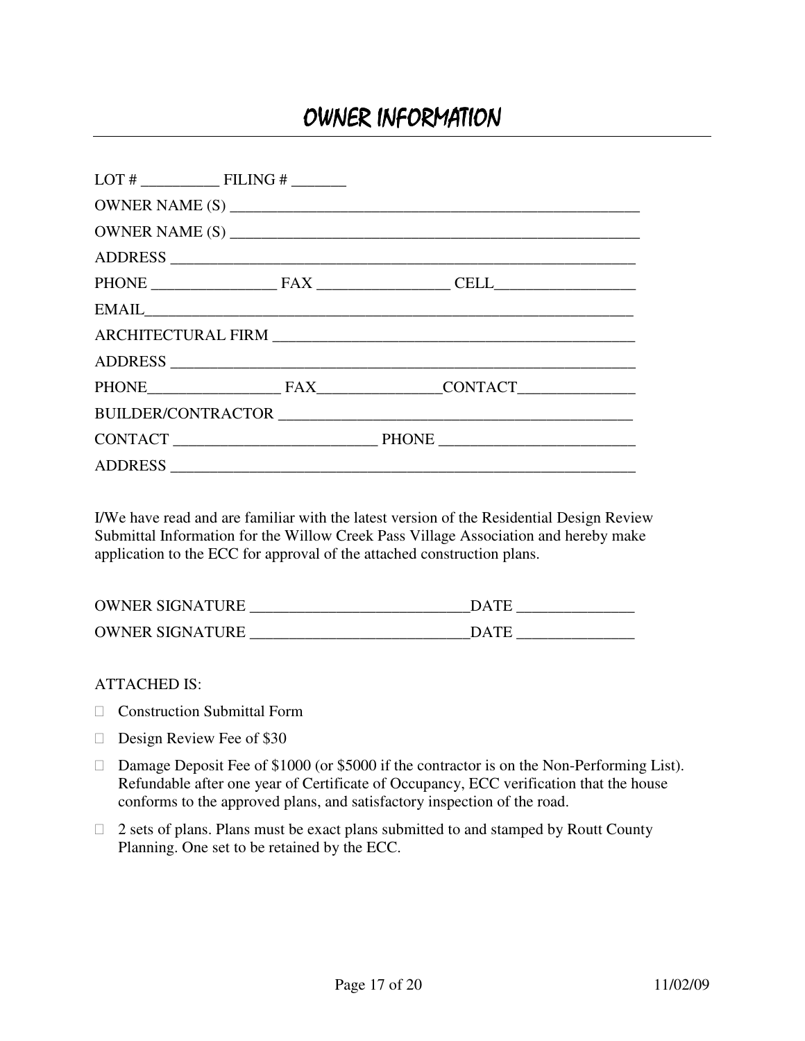# OWNER INFORMATION

LOT # __________ FILING # _______

OWNER NAME (S) ____________________________________________________

OWNER NAME (S) ____________________________________________________

ADDRESS ___________________________________________________________

PHONE ________________ FAX _________________ CELL__________________

EMAIL______________________________________________________________

ARCHITECTURAL FIRM _______________________________________________

ADDRESS ___________________________________________________________

PHONE_________________ FAX________________CONTACT_______________

BUILDER/CONTRACTOR _______________________________________________

CONTACT __________________________ PHONE _________________________

ADDRESS ___________________________________________________________

I/We have read and are familiar with the latest version of the Residential Design Review Submittal Information for the Willow Creek Pass Village Association and hereby make application to the ECC for approval of the attached construction plans.

OWNER SIGNATURE ____________________________DATE _______________

OWNER SIGNATURE ____________________________DATE _______________

ATTACHED IS:

- ☐ Construction Submittal Form
- ☐ Design Review Fee of $30
- ☐ Damage Deposit Fee of $1000 (or $5000 if the contractor is on the Non-Performing List). Refundable after one year of Certificate of Occupancy, ECC verification that the house conforms to the approved plans, and satisfactory inspection of the road.
- ☐ 2 sets of plans. Plans must be exact plans submitted to and stamped by Routt County Planning. One set to be retained by the ECC.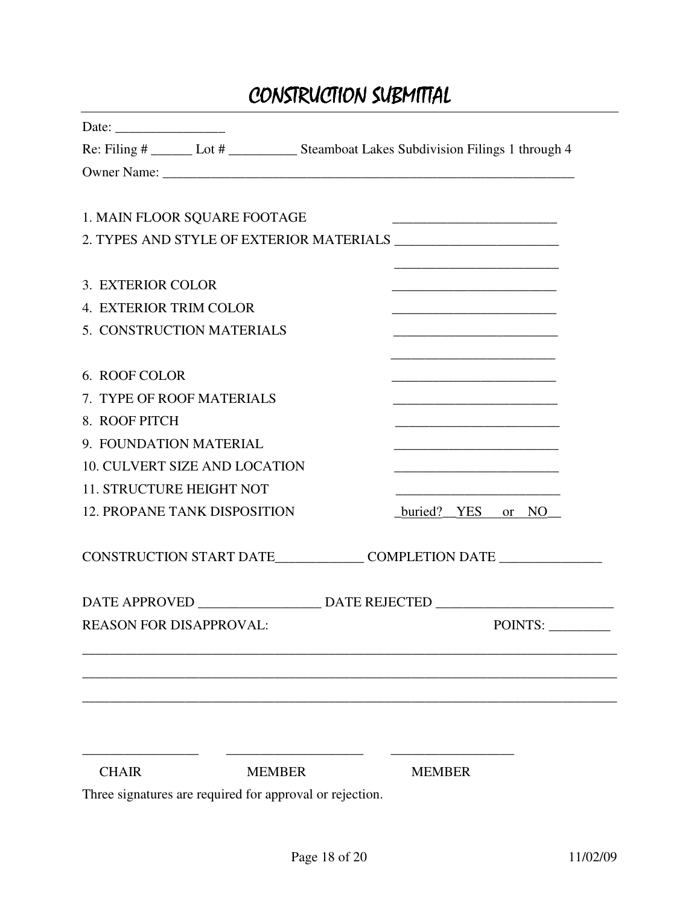# CONSTRUCTION SUBMITTAL

Date: ________________

Re: Filing # ______ Lot # __________ Steamboat Lakes Subdivision Filings 1 through 4

Owner Name: ______________________________________________________________

1. MAIN FLOOR SQUARE FOOTAGE ________________________
2. TYPES AND STYLE OF EXTERIOR MATERIALS ________________________

   ________________________
3. EXTERIOR COLOR ________________________
4. EXTERIOR TRIM COLOR ________________________
5. CONSTRUCTION MATERIALS ________________________

   ________________________
6. ROOF COLOR ________________________
7. TYPE OF ROOF MATERIALS ________________________
8. ROOF PITCH ________________________
9. FOUNDATION MATERIAL ________________________
10. CULVERT SIZE AND LOCATION ________________________
11. STRUCTURE HEIGHT NOT ________________________
12. PROPANE TANK DISPOSITION _buried?__YES or NO__

CONSTRUCTION START DATE_____________ COMPLETION DATE _______________

DATE APPROVED __________________ DATE REJECTED __________________________

REASON FOR DISAPPROVAL: POINTS: _________

________________________________________________________________________________

________________________________________________________________________________

________________________________________________________________________________

_________________ ____________________ __________________

CHAIR MEMBER MEMBER

Three signatures are required for approval or rejection.

11/02/09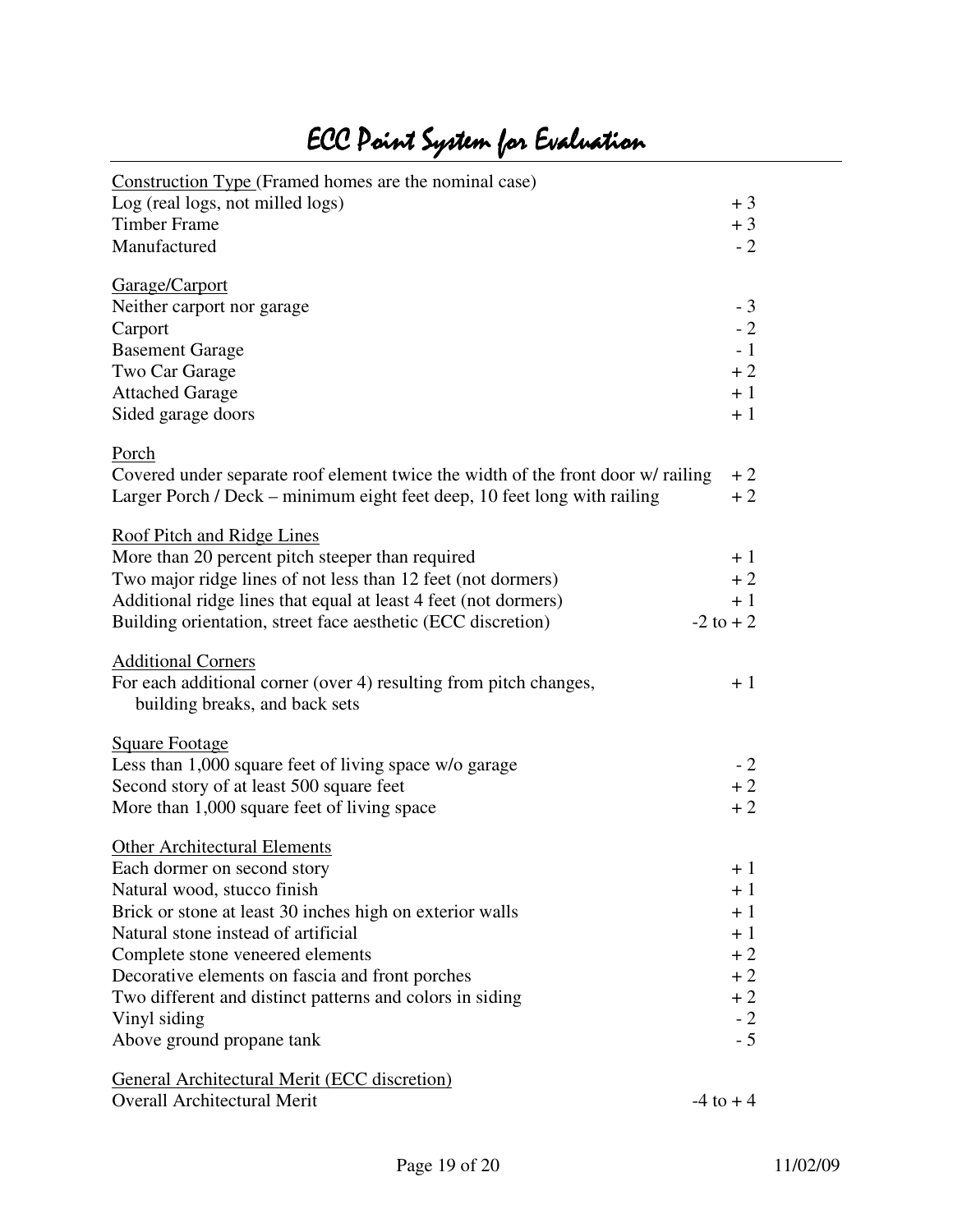# ECC Point System for Evaluation

| Item | Points |
| --- | --- |
| **Construction Type** (Framed homes are the nominal case) | |
| Log (real logs, not milled logs) | + 3 |
| Timber Frame | + 3 |
| Manufactured | - 2 |
| **Garage/Carport** | |
| Neither carport nor garage | - 3 |
| Carport | - 2 |
| Basement Garage | - 1 |
| Two Car Garage | + 2 |
| Attached Garage | + 1 |
| Sided garage doors | + 1 |
| **Porch** | |
| Covered under separate roof element twice the width of the front door w/ railing | + 2 |
| Larger Porch / Deck – minimum eight feet deep, 10 feet long with railing | + 2 |
| **Roof Pitch and Ridge Lines** | |
| More than 20 percent pitch steeper than required | + 1 |
| Two major ridge lines of not less than 12 feet (not dormers) | + 2 |
| Additional ridge lines that equal at least 4 feet (not dormers) | + 1 |
| Building orientation, street face aesthetic (ECC discretion) | -2 to + 2 |
| **Additional Corners** | |
| For each additional corner (over 4) resulting from pitch changes, building breaks, and back sets | + 1 |
| **Square Footage** | |
| Less than 1,000 square feet of living space w/o garage | - 2 |
| Second story of at least 500 square feet | + 2 |
| More than 1,000 square feet of living space | + 2 |
| **Other Architectural Elements** | |
| Each dormer on second story | + 1 |
| Natural wood, stucco finish | + 1 |
| Brick or stone at least 30 inches high on exterior walls | + 1 |
| Natural stone instead of artificial | + 1 |
| Complete stone veneered elements | + 2 |
| Decorative elements on fascia and front porches | + 2 |
| Two different and distinct patterns and colors in siding | + 2 |
| Vinyl siding | - 2 |
| Above ground propane tank | - 5 |
| **General Architectural Merit (ECC discretion)** | |
| Overall Architectural Merit | -4 to + 4 |

11/02/09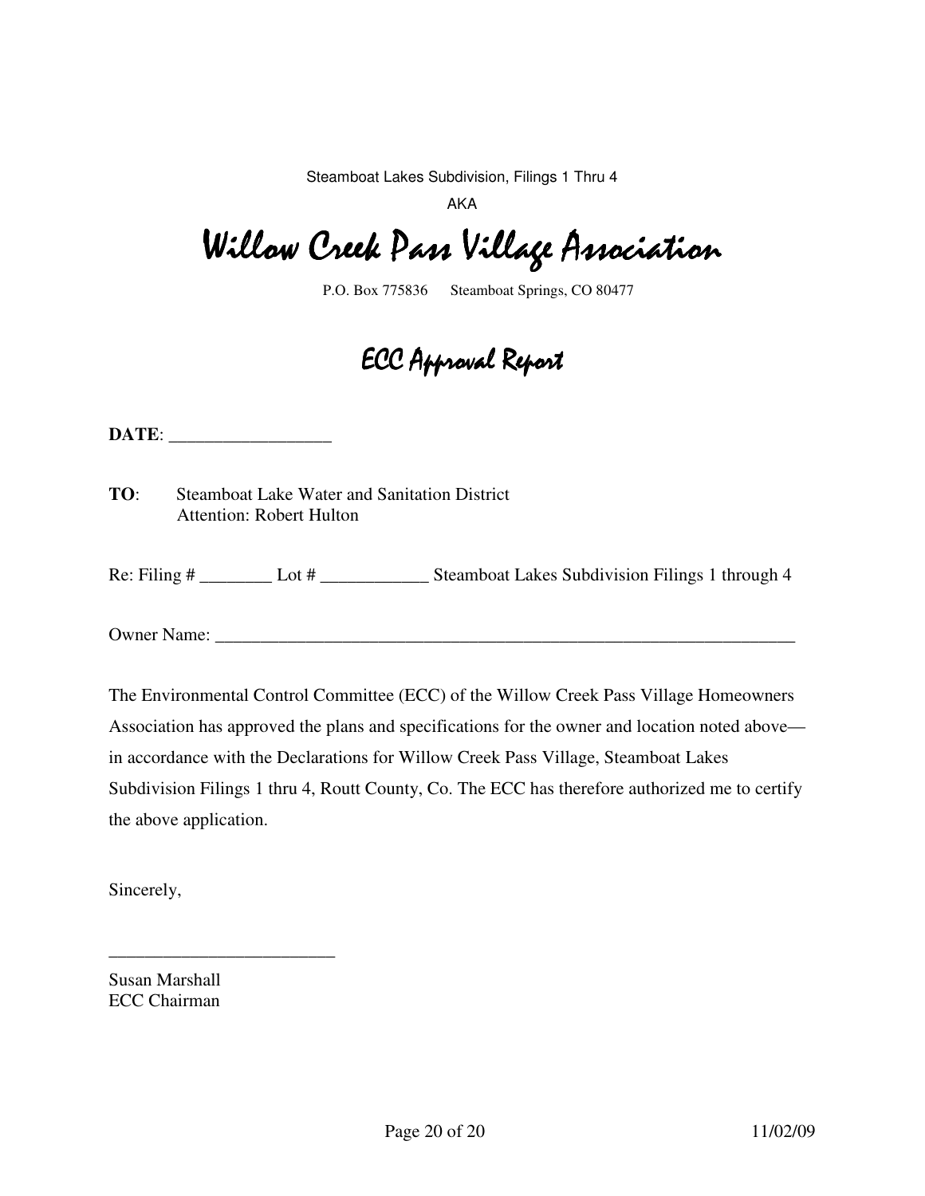Steamboat Lakes Subdivision, Filings 1 Thru 4

AKA

# Willow Creek Pass Village Association

P.O. Box 775836      Steamboat Springs, CO 80477

## ECC Approval Report

**DATE**: _________________

**TO**: Steamboat Lake Water and Sanitation District
Attention: Robert Hulton

Re: Filing # ________ Lot # ____________ Steamboat Lakes Subdivision Filings 1 through 4

Owner Name: ____________________________________________________________________

The Environmental Control Committee (ECC) of the Willow Creek Pass Village Homeowners Association has approved the plans and specifications for the owner and location noted above—in accordance with the Declarations for Willow Creek Pass Village, Steamboat Lakes Subdivision Filings 1 thru 4, Routt County, Co. The ECC has therefore authorized me to certify the above application.

Sincerely,

_________________________

Susan Marshall
ECC Chairman